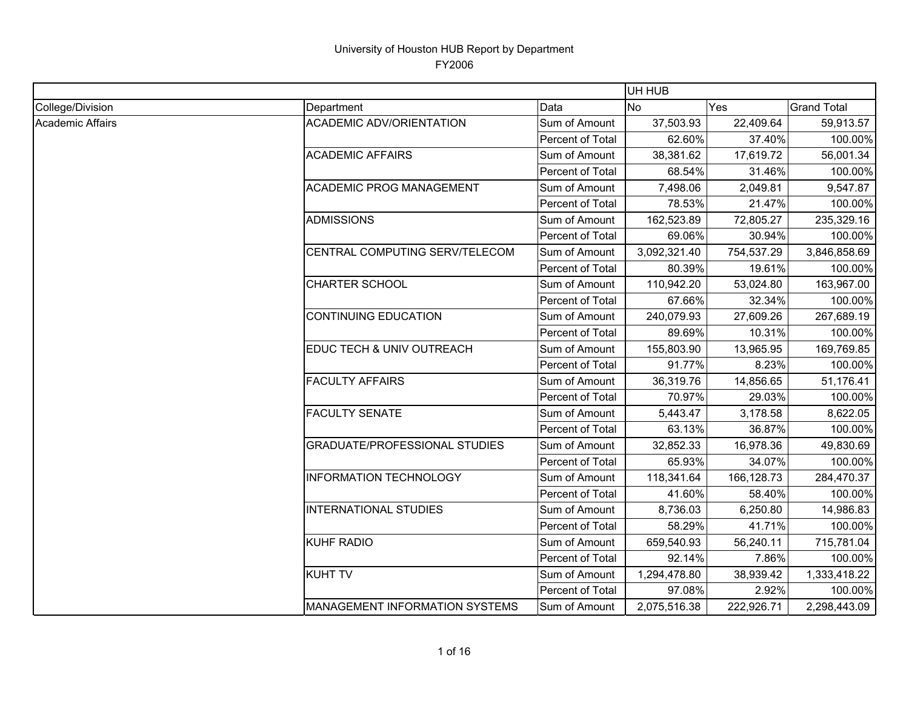# University of Houston HUB Report by Department

FY2006

| | | | UH HUB | | |
|---|---|---|---|---|---|
| College/Division | Department | Data | No | Yes | Grand Total |
| Academic Affairs | ACADEMIC ADV/ORIENTATION | Sum of Amount | 37,503.93 | 22,409.64 | 59,913.57 |
| | | Percent of Total | 62.60% | 37.40% | 100.00% |
| | ACADEMIC AFFAIRS | Sum of Amount | 38,381.62 | 17,619.72 | 56,001.34 |
| | | Percent of Total | 68.54% | 31.46% | 100.00% |
| | ACADEMIC PROG MANAGEMENT | Sum of Amount | 7,498.06 | 2,049.81 | 9,547.87 |
| | | Percent of Total | 78.53% | 21.47% | 100.00% |
| | ADMISSIONS | Sum of Amount | 162,523.89 | 72,805.27 | 235,329.16 |
| | | Percent of Total | 69.06% | 30.94% | 100.00% |
| | CENTRAL COMPUTING SERV/TELECOM | Sum of Amount | 3,092,321.40 | 754,537.29 | 3,846,858.69 |
| | | Percent of Total | 80.39% | 19.61% | 100.00% |
| | CHARTER SCHOOL | Sum of Amount | 110,942.20 | 53,024.80 | 163,967.00 |
| | | Percent of Total | 67.66% | 32.34% | 100.00% |
| | CONTINUING EDUCATION | Sum of Amount | 240,079.93 | 27,609.26 | 267,689.19 |
| | | Percent of Total | 89.69% | 10.31% | 100.00% |
| | EDUC TECH & UNIV OUTREACH | Sum of Amount | 155,803.90 | 13,965.95 | 169,769.85 |
| | | Percent of Total | 91.77% | 8.23% | 100.00% |
| | FACULTY AFFAIRS | Sum of Amount | 36,319.76 | 14,856.65 | 51,176.41 |
| | | Percent of Total | 70.97% | 29.03% | 100.00% |
| | FACULTY SENATE | Sum of Amount | 5,443.47 | 3,178.58 | 8,622.05 |
| | | Percent of Total | 63.13% | 36.87% | 100.00% |
| | GRADUATE/PROFESSIONAL STUDIES | Sum of Amount | 32,852.33 | 16,978.36 | 49,830.69 |
| | | Percent of Total | 65.93% | 34.07% | 100.00% |
| | INFORMATION TECHNOLOGY | Sum of Amount | 118,341.64 | 166,128.73 | 284,470.37 |
| | | Percent of Total | 41.60% | 58.40% | 100.00% |
| | INTERNATIONAL STUDIES | Sum of Amount | 8,736.03 | 6,250.80 | 14,986.83 |
| | | Percent of Total | 58.29% | 41.71% | 100.00% |
| | KUHF RADIO | Sum of Amount | 659,540.93 | 56,240.11 | 715,781.04 |
| | | Percent of Total | 92.14% | 7.86% | 100.00% |
| | KUHT TV | Sum of Amount | 1,294,478.80 | 38,939.42 | 1,333,418.22 |
| | | Percent of Total | 97.08% | 2.92% | 100.00% |
| | MANAGEMENT INFORMATION SYSTEMS | Sum of Amount | 2,075,516.38 | 222,926.71 | 2,298,443.09 |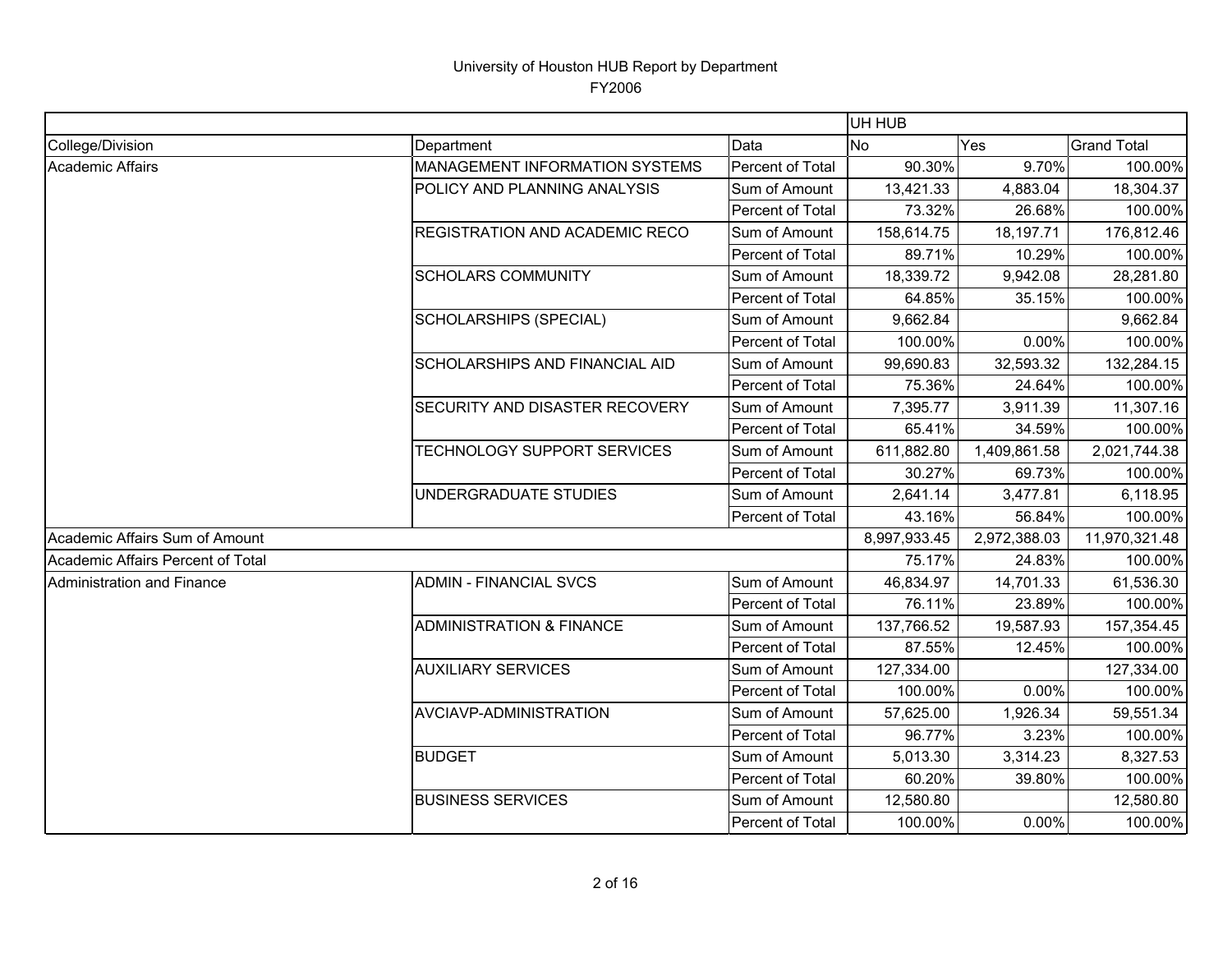University of Houston HUB Report by Department
FY2006

| | | | UH HUB | | |
|---|---|---|---|---|---|
| College/Division | Department | Data | No | Yes | Grand Total |
| Academic Affairs | MANAGEMENT INFORMATION SYSTEMS | Percent of Total | 90.30% | 9.70% | 100.00% |
| | POLICY AND PLANNING ANALYSIS | Sum of Amount | 13,421.33 | 4,883.04 | 18,304.37 |
| | | Percent of Total | 73.32% | 26.68% | 100.00% |
| | REGISTRATION AND ACADEMIC RECO | Sum of Amount | 158,614.75 | 18,197.71 | 176,812.46 |
| | | Percent of Total | 89.71% | 10.29% | 100.00% |
| | SCHOLARS COMMUNITY | Sum of Amount | 18,339.72 | 9,942.08 | 28,281.80 |
| | | Percent of Total | 64.85% | 35.15% | 100.00% |
| | SCHOLARSHIPS (SPECIAL) | Sum of Amount | 9,662.84 | | 9,662.84 |
| | | Percent of Total | 100.00% | 0.00% | 100.00% |
| | SCHOLARSHIPS AND FINANCIAL AID | Sum of Amount | 99,690.83 | 32,593.32 | 132,284.15 |
| | | Percent of Total | 75.36% | 24.64% | 100.00% |
| | SECURITY AND DISASTER RECOVERY | Sum of Amount | 7,395.77 | 3,911.39 | 11,307.16 |
| | | Percent of Total | 65.41% | 34.59% | 100.00% |
| | TECHNOLOGY SUPPORT SERVICES | Sum of Amount | 611,882.80 | 1,409,861.58 | 2,021,744.38 |
| | | Percent of Total | 30.27% | 69.73% | 100.00% |
| | UNDERGRADUATE STUDIES | Sum of Amount | 2,641.14 | 3,477.81 | 6,118.95 |
| | | Percent of Total | 43.16% | 56.84% | 100.00% |
| Academic Affairs Sum of Amount | | | 8,997,933.45 | 2,972,388.03 | 11,970,321.48 |
| Academic Affairs Percent of Total | | | 75.17% | 24.83% | 100.00% |
| Administration and Finance | ADMIN - FINANCIAL SVCS | Sum of Amount | 46,834.97 | 14,701.33 | 61,536.30 |
| | | Percent of Total | 76.11% | 23.89% | 100.00% |
| | ADMINISTRATION & FINANCE | Sum of Amount | 137,766.52 | 19,587.93 | 157,354.45 |
| | | Percent of Total | 87.55% | 12.45% | 100.00% |
| | AUXILIARY SERVICES | Sum of Amount | 127,334.00 | | 127,334.00 |
| | | Percent of Total | 100.00% | 0.00% | 100.00% |
| | AVCIAVP-ADMINISTRATION | Sum of Amount | 57,625.00 | 1,926.34 | 59,551.34 |
| | | Percent of Total | 96.77% | 3.23% | 100.00% |
| | BUDGET | Sum of Amount | 5,013.30 | 3,314.23 | 8,327.53 |
| | | Percent of Total | 60.20% | 39.80% | 100.00% |
| | BUSINESS SERVICES | Sum of Amount | 12,580.80 | | 12,580.80 |
| | | Percent of Total | 100.00% | 0.00% | 100.00% |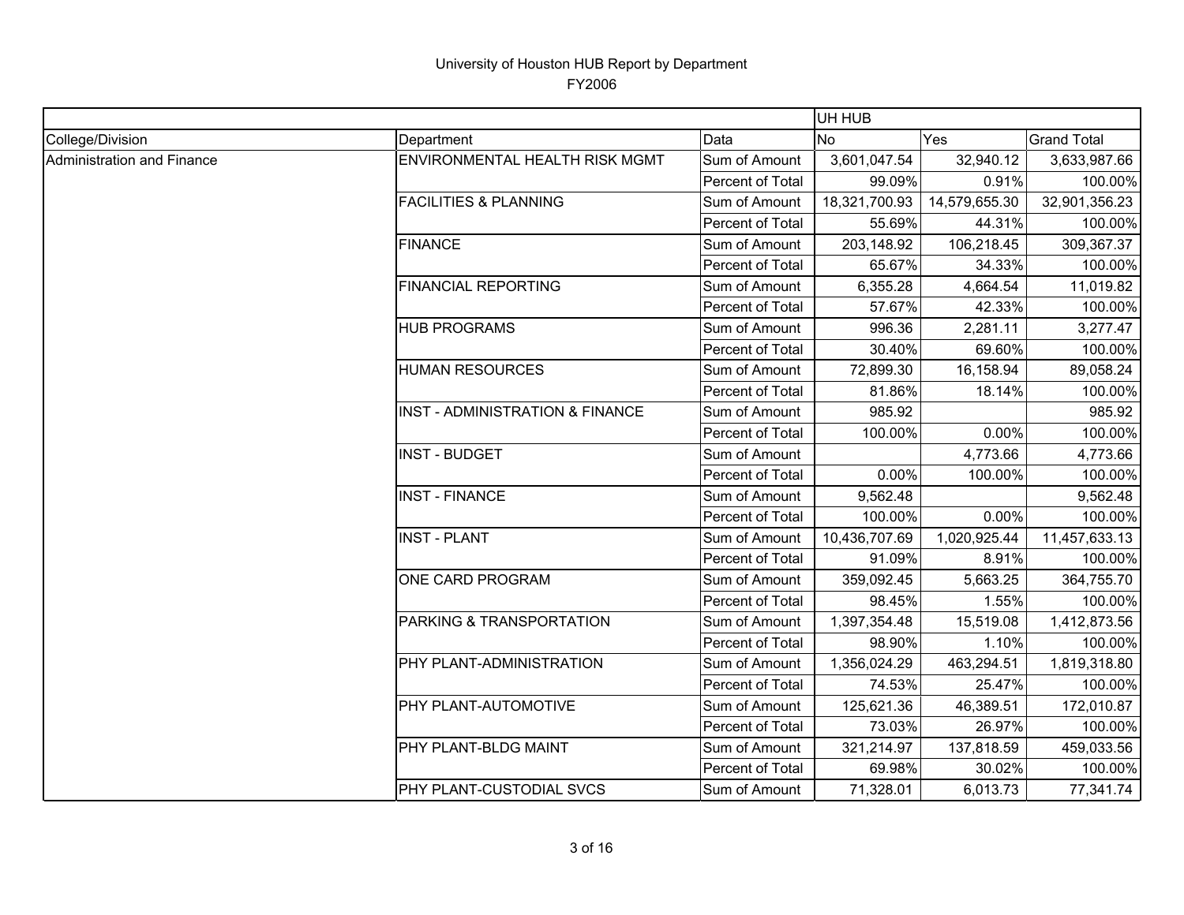# University of Houston HUB Report by Department

FY2006

| | | | UH HUB | | |
|---|---|---|---|---|---|
| College/Division | Department | Data | No | Yes | Grand Total |
| Administration and Finance | ENVIRONMENTAL HEALTH RISK MGMT | Sum of Amount | 3,601,047.54 | 32,940.12 | 3,633,987.66 |
| | | Percent of Total | 99.09% | 0.91% | 100.00% |
| | FACILITIES & PLANNING | Sum of Amount | 18,321,700.93 | 14,579,655.30 | 32,901,356.23 |
| | | Percent of Total | 55.69% | 44.31% | 100.00% |
| | FINANCE | Sum of Amount | 203,148.92 | 106,218.45 | 309,367.37 |
| | | Percent of Total | 65.67% | 34.33% | 100.00% |
| | FINANCIAL REPORTING | Sum of Amount | 6,355.28 | 4,664.54 | 11,019.82 |
| | | Percent of Total | 57.67% | 42.33% | 100.00% |
| | HUB PROGRAMS | Sum of Amount | 996.36 | 2,281.11 | 3,277.47 |
| | | Percent of Total | 30.40% | 69.60% | 100.00% |
| | HUMAN RESOURCES | Sum of Amount | 72,899.30 | 16,158.94 | 89,058.24 |
| | | Percent of Total | 81.86% | 18.14% | 100.00% |
| | INST - ADMINISTRATION & FINANCE | Sum of Amount | 985.92 | | 985.92 |
| | | Percent of Total | 100.00% | 0.00% | 100.00% |
| | INST - BUDGET | Sum of Amount | | 4,773.66 | 4,773.66 |
| | | Percent of Total | 0.00% | 100.00% | 100.00% |
| | INST - FINANCE | Sum of Amount | 9,562.48 | | 9,562.48 |
| | | Percent of Total | 100.00% | 0.00% | 100.00% |
| | INST - PLANT | Sum of Amount | 10,436,707.69 | 1,020,925.44 | 11,457,633.13 |
| | | Percent of Total | 91.09% | 8.91% | 100.00% |
| | ONE CARD PROGRAM | Sum of Amount | 359,092.45 | 5,663.25 | 364,755.70 |
| | | Percent of Total | 98.45% | 1.55% | 100.00% |
| | PARKING & TRANSPORTATION | Sum of Amount | 1,397,354.48 | 15,519.08 | 1,412,873.56 |
| | | Percent of Total | 98.90% | 1.10% | 100.00% |
| | PHY PLANT-ADMINISTRATION | Sum of Amount | 1,356,024.29 | 463,294.51 | 1,819,318.80 |
| | | Percent of Total | 74.53% | 25.47% | 100.00% |
| | PHY PLANT-AUTOMOTIVE | Sum of Amount | 125,621.36 | 46,389.51 | 172,010.87 |
| | | Percent of Total | 73.03% | 26.97% | 100.00% |
| | PHY PLANT-BLDG MAINT | Sum of Amount | 321,214.97 | 137,818.59 | 459,033.56 |
| | | Percent of Total | 69.98% | 30.02% | 100.00% |
| | PHY PLANT-CUSTODIAL SVCS | Sum of Amount | 71,328.01 | 6,013.73 | 77,341.74 |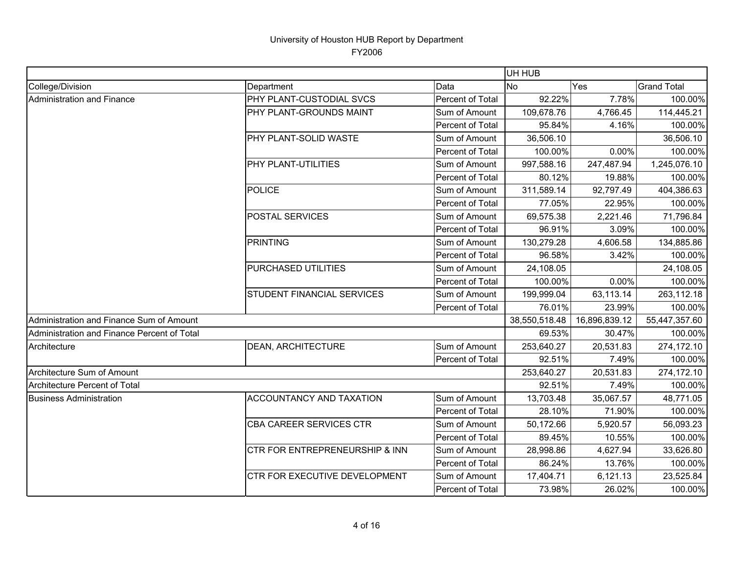University of Houston HUB Report by Department
FY2006

| | | | UH HUB | | |
|---|---|---|---|---|---|
| College/Division | Department | Data | No | Yes | Grand Total |
| Administration and Finance | PHY PLANT-CUSTODIAL SVCS | Percent of Total | 92.22% | 7.78% | 100.00% |
| | PHY PLANT-GROUNDS MAINT | Sum of Amount | 109,678.76 | 4,766.45 | 114,445.21 |
| | | Percent of Total | 95.84% | 4.16% | 100.00% |
| | PHY PLANT-SOLID WASTE | Sum of Amount | 36,506.10 | | 36,506.10 |
| | | Percent of Total | 100.00% | 0.00% | 100.00% |
| | PHY PLANT-UTILITIES | Sum of Amount | 997,588.16 | 247,487.94 | 1,245,076.10 |
| | | Percent of Total | 80.12% | 19.88% | 100.00% |
| | POLICE | Sum of Amount | 311,589.14 | 92,797.49 | 404,386.63 |
| | | Percent of Total | 77.05% | 22.95% | 100.00% |
| | POSTAL SERVICES | Sum of Amount | 69,575.38 | 2,221.46 | 71,796.84 |
| | | Percent of Total | 96.91% | 3.09% | 100.00% |
| | PRINTING | Sum of Amount | 130,279.28 | 4,606.58 | 134,885.86 |
| | | Percent of Total | 96.58% | 3.42% | 100.00% |
| | PURCHASED UTILITIES | Sum of Amount | 24,108.05 | | 24,108.05 |
| | | Percent of Total | 100.00% | 0.00% | 100.00% |
| | STUDENT FINANCIAL SERVICES | Sum of Amount | 199,999.04 | 63,113.14 | 263,112.18 |
| | | Percent of Total | 76.01% | 23.99% | 100.00% |
| Administration and Finance Sum of Amount | | | 38,550,518.48 | 16,896,839.12 | 55,447,357.60 |
| Administration and Finance Percent of Total | | | 69.53% | 30.47% | 100.00% |
| Architecture | DEAN, ARCHITECTURE | Sum of Amount | 253,640.27 | 20,531.83 | 274,172.10 |
| | | Percent of Total | 92.51% | 7.49% | 100.00% |
| Architecture Sum of Amount | | | 253,640.27 | 20,531.83 | 274,172.10 |
| Architecture Percent of Total | | | 92.51% | 7.49% | 100.00% |
| Business Administration | ACCOUNTANCY AND TAXATION | Sum of Amount | 13,703.48 | 35,067.57 | 48,771.05 |
| | | Percent of Total | 28.10% | 71.90% | 100.00% |
| | CBA CAREER SERVICES CTR | Sum of Amount | 50,172.66 | 5,920.57 | 56,093.23 |
| | | Percent of Total | 89.45% | 10.55% | 100.00% |
| | CTR FOR ENTREPRENEURSHIP & INN | Sum of Amount | 28,998.86 | 4,627.94 | 33,626.80 |
| | | Percent of Total | 86.24% | 13.76% | 100.00% |
| | CTR FOR EXECUTIVE DEVELOPMENT | Sum of Amount | 17,404.71 | 6,121.13 | 23,525.84 |
| | | Percent of Total | 73.98% | 26.02% | 100.00% |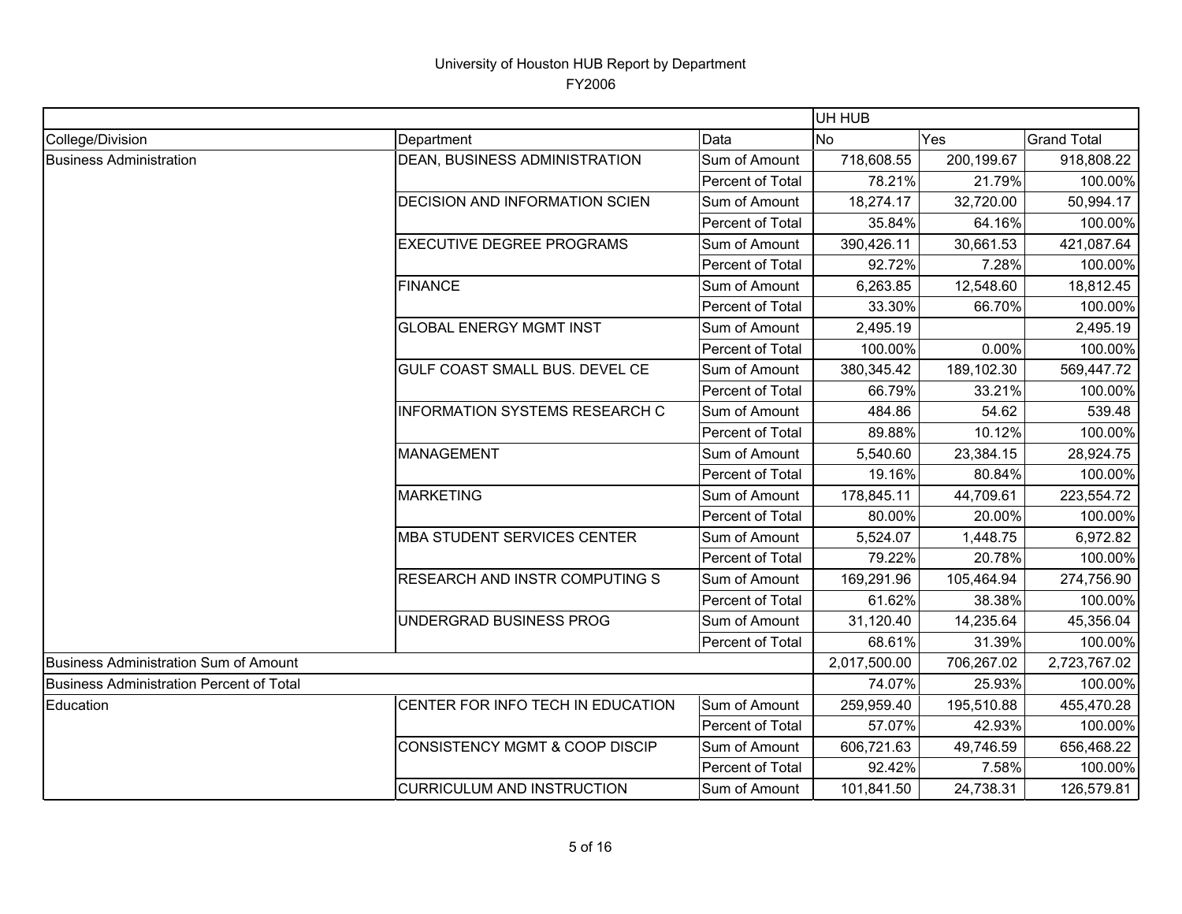University of Houston HUB Report by Department

FY2006

| | | | UH HUB | | |
|---|---|---|---|---|---|
| College/Division | Department | Data | No | Yes | Grand Total |
| Business Administration | DEAN, BUSINESS ADMINISTRATION | Sum of Amount | 718,608.55 | 200,199.67 | 918,808.22 |
| | | Percent of Total | 78.21% | 21.79% | 100.00% |
| | DECISION AND INFORMATION SCIEN | Sum of Amount | 18,274.17 | 32,720.00 | 50,994.17 |
| | | Percent of Total | 35.84% | 64.16% | 100.00% |
| | EXECUTIVE DEGREE PROGRAMS | Sum of Amount | 390,426.11 | 30,661.53 | 421,087.64 |
| | | Percent of Total | 92.72% | 7.28% | 100.00% |
| | FINANCE | Sum of Amount | 6,263.85 | 12,548.60 | 18,812.45 |
| | | Percent of Total | 33.30% | 66.70% | 100.00% |
| | GLOBAL ENERGY MGMT INST | Sum of Amount | 2,495.19 | | 2,495.19 |
| | | Percent of Total | 100.00% | 0.00% | 100.00% |
| | GULF COAST SMALL BUS. DEVEL CE | Sum of Amount | 380,345.42 | 189,102.30 | 569,447.72 |
| | | Percent of Total | 66.79% | 33.21% | 100.00% |
| | INFORMATION SYSTEMS RESEARCH C | Sum of Amount | 484.86 | 54.62 | 539.48 |
| | | Percent of Total | 89.88% | 10.12% | 100.00% |
| | MANAGEMENT | Sum of Amount | 5,540.60 | 23,384.15 | 28,924.75 |
| | | Percent of Total | 19.16% | 80.84% | 100.00% |
| | MARKETING | Sum of Amount | 178,845.11 | 44,709.61 | 223,554.72 |
| | | Percent of Total | 80.00% | 20.00% | 100.00% |
| | MBA STUDENT SERVICES CENTER | Sum of Amount | 5,524.07 | 1,448.75 | 6,972.82 |
| | | Percent of Total | 79.22% | 20.78% | 100.00% |
| | RESEARCH AND INSTR COMPUTING S | Sum of Amount | 169,291.96 | 105,464.94 | 274,756.90 |
| | | Percent of Total | 61.62% | 38.38% | 100.00% |
| | UNDERGRAD BUSINESS PROG | Sum of Amount | 31,120.40 | 14,235.64 | 45,356.04 |
| | | Percent of Total | 68.61% | 31.39% | 100.00% |
| Business Administration Sum of Amount | | | 2,017,500.00 | 706,267.02 | 2,723,767.02 |
| Business Administration Percent of Total | | | 74.07% | 25.93% | 100.00% |
| Education | CENTER FOR INFO TECH IN EDUCATION | Sum of Amount | 259,959.40 | 195,510.88 | 455,470.28 |
| | | Percent of Total | 57.07% | 42.93% | 100.00% |
| | CONSISTENCY MGMT & COOP DISCIP | Sum of Amount | 606,721.63 | 49,746.59 | 656,468.22 |
| | | Percent of Total | 92.42% | 7.58% | 100.00% |
| | CURRICULUM AND INSTRUCTION | Sum of Amount | 101,841.50 | 24,738.31 | 126,579.81 |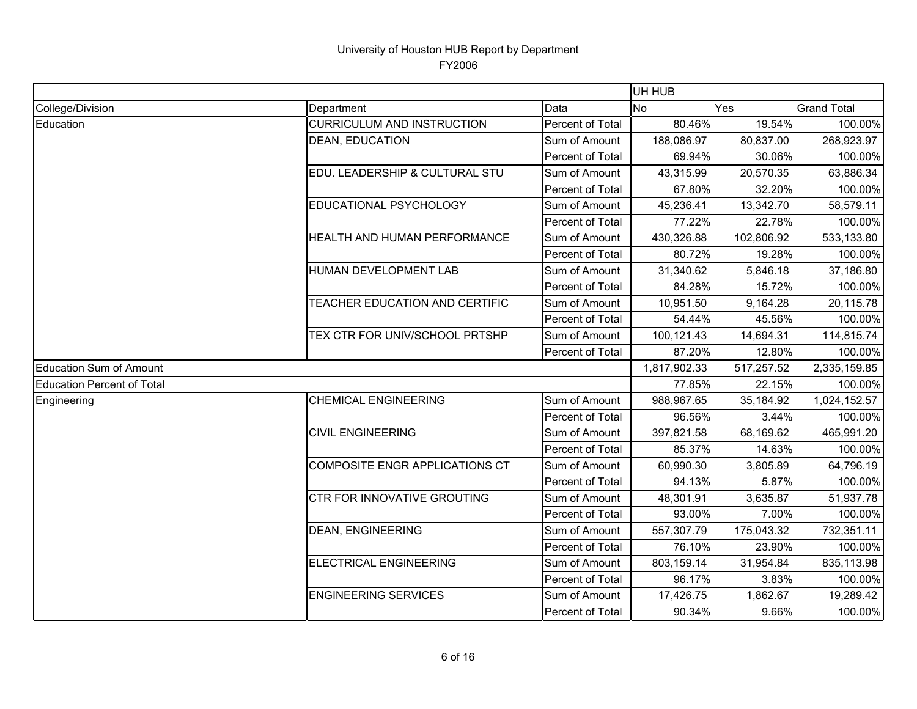University of Houston HUB Report by Department

FY2006

| | | | UH HUB | | |
|---|---|---|---|---|---|
| College/Division | Department | Data | No | Yes | Grand Total |
| Education | CURRICULUM AND INSTRUCTION | Percent of Total | 80.46% | 19.54% | 100.00% |
| | DEAN, EDUCATION | Sum of Amount | 188,086.97 | 80,837.00 | 268,923.97 |
| | | Percent of Total | 69.94% | 30.06% | 100.00% |
| | EDU. LEADERSHIP & CULTURAL STU | Sum of Amount | 43,315.99 | 20,570.35 | 63,886.34 |
| | | Percent of Total | 67.80% | 32.20% | 100.00% |
| | EDUCATIONAL PSYCHOLOGY | Sum of Amount | 45,236.41 | 13,342.70 | 58,579.11 |
| | | Percent of Total | 77.22% | 22.78% | 100.00% |
| | HEALTH AND HUMAN PERFORMANCE | Sum of Amount | 430,326.88 | 102,806.92 | 533,133.80 |
| | | Percent of Total | 80.72% | 19.28% | 100.00% |
| | HUMAN DEVELOPMENT LAB | Sum of Amount | 31,340.62 | 5,846.18 | 37,186.80 |
| | | Percent of Total | 84.28% | 15.72% | 100.00% |
| | TEACHER EDUCATION AND CERTIFIC | Sum of Amount | 10,951.50 | 9,164.28 | 20,115.78 |
| | | Percent of Total | 54.44% | 45.56% | 100.00% |
| | TEX CTR FOR UNIV/SCHOOL PRTSHP | Sum of Amount | 100,121.43 | 14,694.31 | 114,815.74 |
| | | Percent of Total | 87.20% | 12.80% | 100.00% |
| Education Sum of Amount | | | 1,817,902.33 | 517,257.52 | 2,335,159.85 |
| Education Percent of Total | | | 77.85% | 22.15% | 100.00% |
| Engineering | CHEMICAL ENGINEERING | Sum of Amount | 988,967.65 | 35,184.92 | 1,024,152.57 |
| | | Percent of Total | 96.56% | 3.44% | 100.00% |
| | CIVIL ENGINEERING | Sum of Amount | 397,821.58 | 68,169.62 | 465,991.20 |
| | | Percent of Total | 85.37% | 14.63% | 100.00% |
| | COMPOSITE ENGR APPLICATIONS CT | Sum of Amount | 60,990.30 | 3,805.89 | 64,796.19 |
| | | Percent of Total | 94.13% | 5.87% | 100.00% |
| | CTR FOR INNOVATIVE GROUTING | Sum of Amount | 48,301.91 | 3,635.87 | 51,937.78 |
| | | Percent of Total | 93.00% | 7.00% | 100.00% |
| | DEAN, ENGINEERING | Sum of Amount | 557,307.79 | 175,043.32 | 732,351.11 |
| | | Percent of Total | 76.10% | 23.90% | 100.00% |
| | ELECTRICAL ENGINEERING | Sum of Amount | 803,159.14 | 31,954.84 | 835,113.98 |
| | | Percent of Total | 96.17% | 3.83% | 100.00% |
| | ENGINEERING SERVICES | Sum of Amount | 17,426.75 | 1,862.67 | 19,289.42 |
| | | Percent of Total | 90.34% | 9.66% | 100.00% |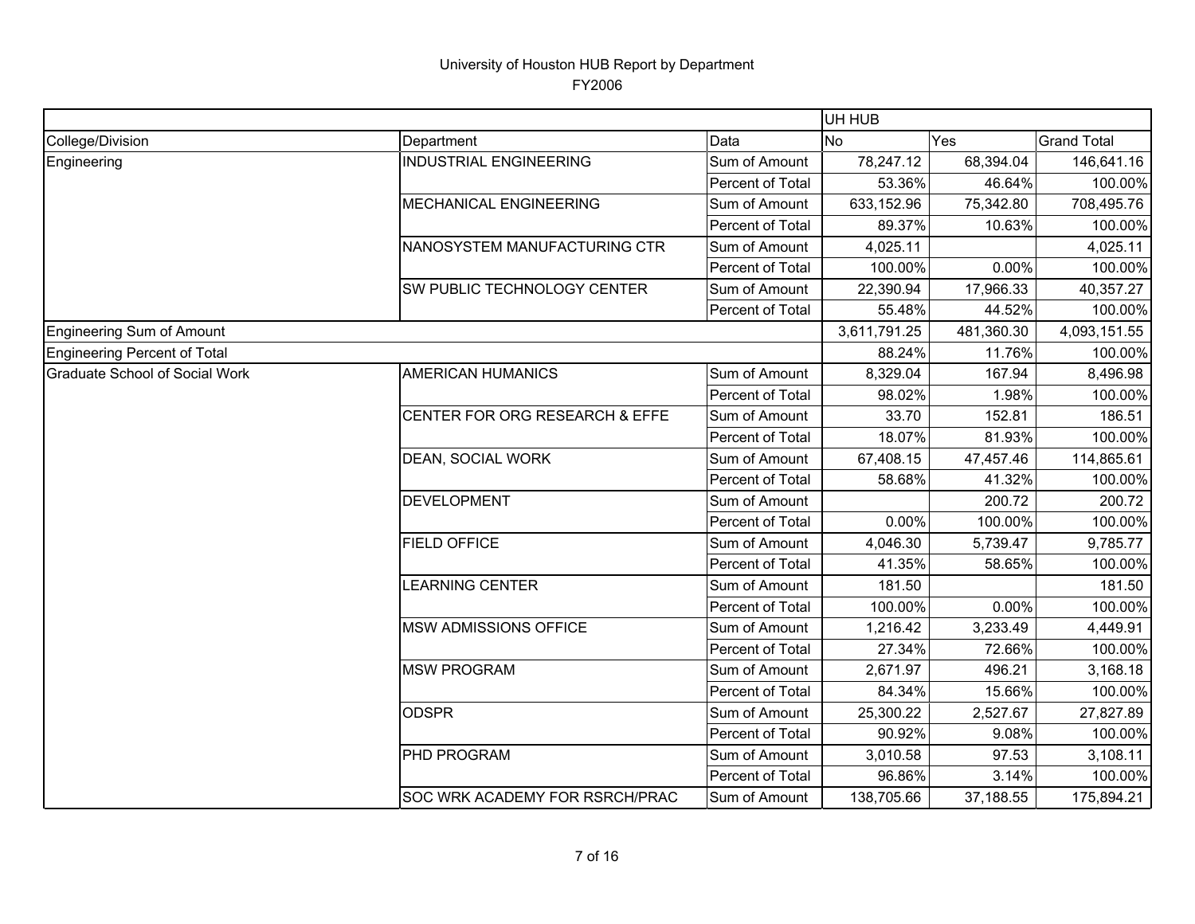# University of Houston HUB Report by Department

FY2006

| | | | UH HUB | | |
|---|---|---|---|---|---|
| College/Division | Department | Data | No | Yes | Grand Total |
| Engineering | INDUSTRIAL ENGINEERING | Sum of Amount | 78,247.12 | 68,394.04 | 146,641.16 |
| | | Percent of Total | 53.36% | 46.64% | 100.00% |
| | MECHANICAL ENGINEERING | Sum of Amount | 633,152.96 | 75,342.80 | 708,495.76 |
| | | Percent of Total | 89.37% | 10.63% | 100.00% |
| | NANOSYSTEM MANUFACTURING CTR | Sum of Amount | 4,025.11 | | 4,025.11 |
| | | Percent of Total | 100.00% | 0.00% | 100.00% |
| | SW PUBLIC TECHNOLOGY CENTER | Sum of Amount | 22,390.94 | 17,966.33 | 40,357.27 |
| | | Percent of Total | 55.48% | 44.52% | 100.00% |
| Engineering Sum of Amount | | | 3,611,791.25 | 481,360.30 | 4,093,151.55 |
| Engineering Percent of Total | | | 88.24% | 11.76% | 100.00% |
| Graduate School of Social Work | AMERICAN HUMANICS | Sum of Amount | 8,329.04 | 167.94 | 8,496.98 |
| | | Percent of Total | 98.02% | 1.98% | 100.00% |
| | CENTER FOR ORG RESEARCH & EFFE | Sum of Amount | 33.70 | 152.81 | 186.51 |
| | | Percent of Total | 18.07% | 81.93% | 100.00% |
| | DEAN, SOCIAL WORK | Sum of Amount | 67,408.15 | 47,457.46 | 114,865.61 |
| | | Percent of Total | 58.68% | 41.32% | 100.00% |
| | DEVELOPMENT | Sum of Amount | | 200.72 | 200.72 |
| | | Percent of Total | 0.00% | 100.00% | 100.00% |
| | FIELD OFFICE | Sum of Amount | 4,046.30 | 5,739.47 | 9,785.77 |
| | | Percent of Total | 41.35% | 58.65% | 100.00% |
| | LEARNING CENTER | Sum of Amount | 181.50 | | 181.50 |
| | | Percent of Total | 100.00% | 0.00% | 100.00% |
| | MSW ADMISSIONS OFFICE | Sum of Amount | 1,216.42 | 3,233.49 | 4,449.91 |
| | | Percent of Total | 27.34% | 72.66% | 100.00% |
| | MSW PROGRAM | Sum of Amount | 2,671.97 | 496.21 | 3,168.18 |
| | | Percent of Total | 84.34% | 15.66% | 100.00% |
| | ODSPR | Sum of Amount | 25,300.22 | 2,527.67 | 27,827.89 |
| | | Percent of Total | 90.92% | 9.08% | 100.00% |
| | PHD PROGRAM | Sum of Amount | 3,010.58 | 97.53 | 3,108.11 |
| | | Percent of Total | 96.86% | 3.14% | 100.00% |
| | SOC WRK ACADEMY FOR RSRCH/PRAC | Sum of Amount | 138,705.66 | 37,188.55 | 175,894.21 |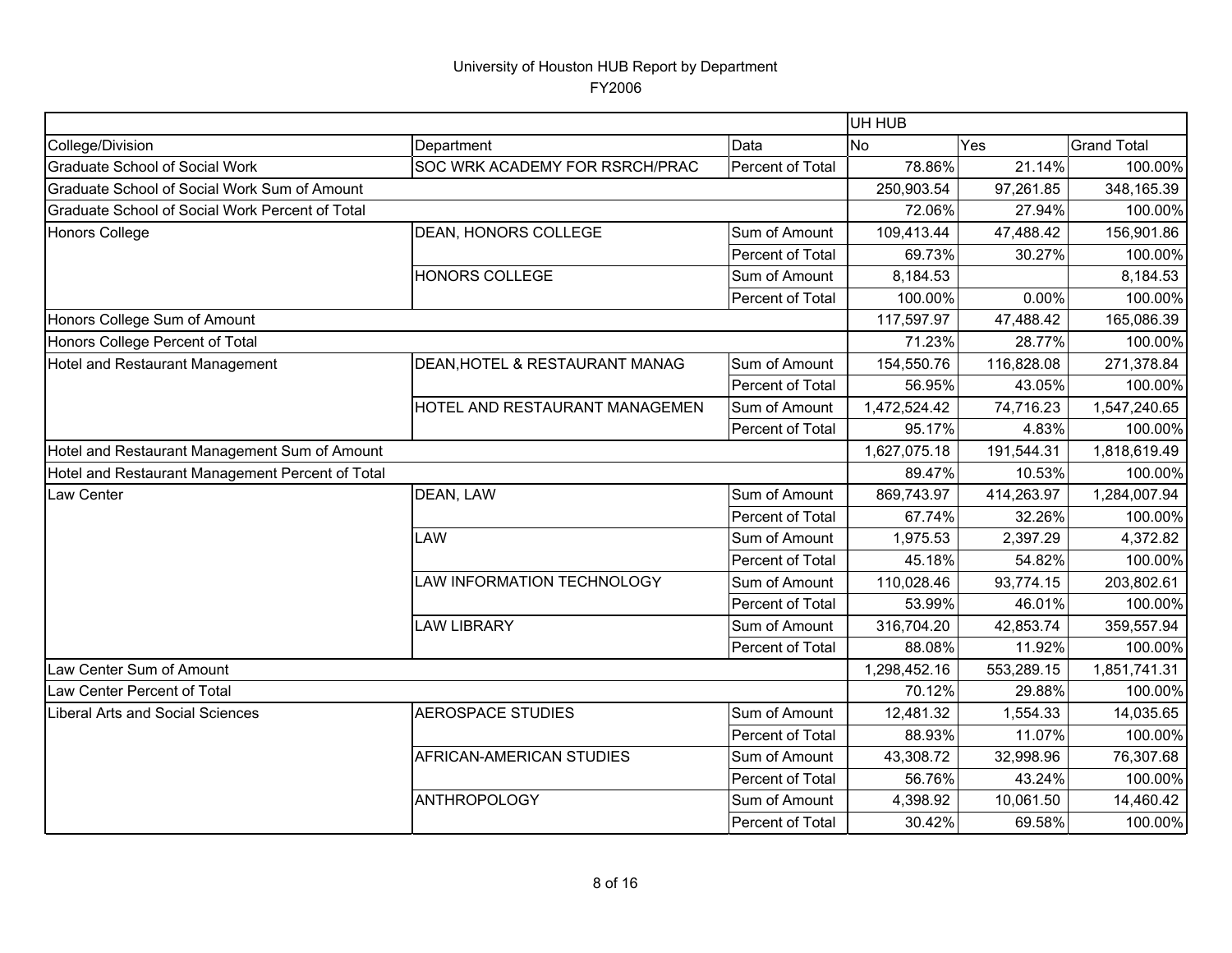University of Houston HUB Report by Department

FY2006

| | | | UH HUB | | |
|---|---|---|---|---|---|
| College/Division | Department | Data | No | Yes | Grand Total |
| Graduate School of Social Work | SOC WRK ACADEMY FOR RSRCH/PRAC | Percent of Total | 78.86% | 21.14% | 100.00% |
| Graduate School of Social Work Sum of Amount | | | 250,903.54 | 97,261.85 | 348,165.39 |
| Graduate School of Social Work Percent of Total | | | 72.06% | 27.94% | 100.00% |
| Honors College | DEAN, HONORS COLLEGE | Sum of Amount | 109,413.44 | 47,488.42 | 156,901.86 |
| | | Percent of Total | 69.73% | 30.27% | 100.00% |
| | HONORS COLLEGE | Sum of Amount | 8,184.53 | | 8,184.53 |
| | | Percent of Total | 100.00% | 0.00% | 100.00% |
| Honors College Sum of Amount | | | 117,597.97 | 47,488.42 | 165,086.39 |
| Honors College Percent of Total | | | 71.23% | 28.77% | 100.00% |
| Hotel and Restaurant Management | DEAN,HOTEL & RESTAURANT MANAG | Sum of Amount | 154,550.76 | 116,828.08 | 271,378.84 |
| | | Percent of Total | 56.95% | 43.05% | 100.00% |
| | HOTEL AND RESTAURANT MANAGEMEN | Sum of Amount | 1,472,524.42 | 74,716.23 | 1,547,240.65 |
| | | Percent of Total | 95.17% | 4.83% | 100.00% |
| Hotel and Restaurant Management Sum of Amount | | | 1,627,075.18 | 191,544.31 | 1,818,619.49 |
| Hotel and Restaurant Management Percent of Total | | | 89.47% | 10.53% | 100.00% |
| Law Center | DEAN, LAW | Sum of Amount | 869,743.97 | 414,263.97 | 1,284,007.94 |
| | | Percent of Total | 67.74% | 32.26% | 100.00% |
| | LAW | Sum of Amount | 1,975.53 | 2,397.29 | 4,372.82 |
| | | Percent of Total | 45.18% | 54.82% | 100.00% |
| | LAW INFORMATION TECHNOLOGY | Sum of Amount | 110,028.46 | 93,774.15 | 203,802.61 |
| | | Percent of Total | 53.99% | 46.01% | 100.00% |
| | LAW LIBRARY | Sum of Amount | 316,704.20 | 42,853.74 | 359,557.94 |
| | | Percent of Total | 88.08% | 11.92% | 100.00% |
| Law Center Sum of Amount | | | 1,298,452.16 | 553,289.15 | 1,851,741.31 |
| Law Center Percent of Total | | | 70.12% | 29.88% | 100.00% |
| Liberal Arts and Social Sciences | AEROSPACE STUDIES | Sum of Amount | 12,481.32 | 1,554.33 | 14,035.65 |
| | | Percent of Total | 88.93% | 11.07% | 100.00% |
| | AFRICAN-AMERICAN STUDIES | Sum of Amount | 43,308.72 | 32,998.96 | 76,307.68 |
| | | Percent of Total | 56.76% | 43.24% | 100.00% |
| | ANTHROPOLOGY | Sum of Amount | 4,398.92 | 10,061.50 | 14,460.42 |
| | | Percent of Total | 30.42% | 69.58% | 100.00% |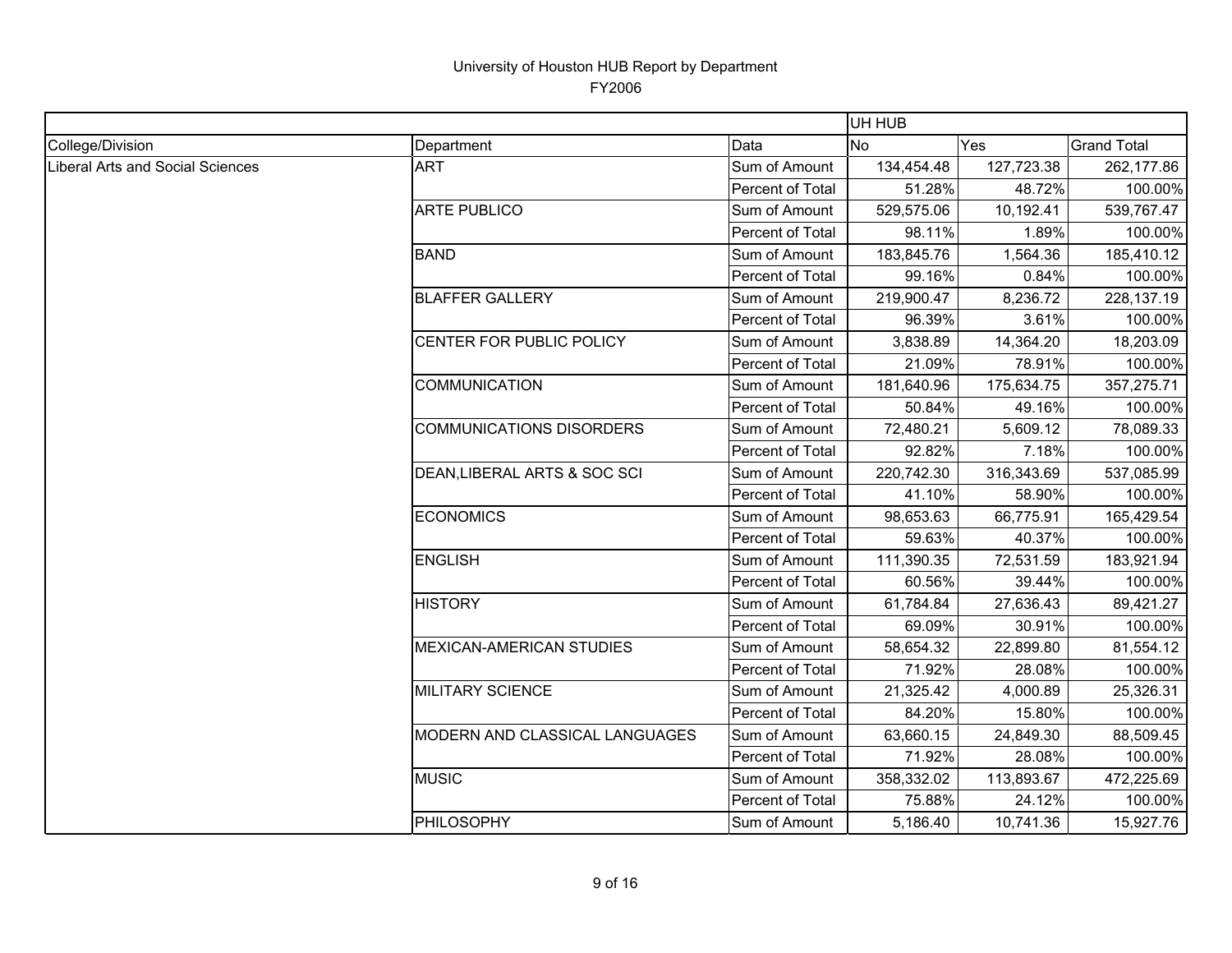University of Houston HUB Report by Department
FY2006

| | | | UH HUB | | |
|---|---|---|---|---|---|
| College/Division | Department | Data | No | Yes | Grand Total |
| Liberal Arts and Social Sciences | ART | Sum of Amount | 134,454.48 | 127,723.38 | 262,177.86 |
| | | Percent of Total | 51.28% | 48.72% | 100.00% |
| | ARTE PUBLICO | Sum of Amount | 529,575.06 | 10,192.41 | 539,767.47 |
| | | Percent of Total | 98.11% | 1.89% | 100.00% |
| | BAND | Sum of Amount | 183,845.76 | 1,564.36 | 185,410.12 |
| | | Percent of Total | 99.16% | 0.84% | 100.00% |
| | BLAFFER GALLERY | Sum of Amount | 219,900.47 | 8,236.72 | 228,137.19 |
| | | Percent of Total | 96.39% | 3.61% | 100.00% |
| | CENTER FOR PUBLIC POLICY | Sum of Amount | 3,838.89 | 14,364.20 | 18,203.09 |
| | | Percent of Total | 21.09% | 78.91% | 100.00% |
| | COMMUNICATION | Sum of Amount | 181,640.96 | 175,634.75 | 357,275.71 |
| | | Percent of Total | 50.84% | 49.16% | 100.00% |
| | COMMUNICATIONS DISORDERS | Sum of Amount | 72,480.21 | 5,609.12 | 78,089.33 |
| | | Percent of Total | 92.82% | 7.18% | 100.00% |
| | DEAN,LIBERAL ARTS & SOC SCI | Sum of Amount | 220,742.30 | 316,343.69 | 537,085.99 |
| | | Percent of Total | 41.10% | 58.90% | 100.00% |
| | ECONOMICS | Sum of Amount | 98,653.63 | 66,775.91 | 165,429.54 |
| | | Percent of Total | 59.63% | 40.37% | 100.00% |
| | ENGLISH | Sum of Amount | 111,390.35 | 72,531.59 | 183,921.94 |
| | | Percent of Total | 60.56% | 39.44% | 100.00% |
| | HISTORY | Sum of Amount | 61,784.84 | 27,636.43 | 89,421.27 |
| | | Percent of Total | 69.09% | 30.91% | 100.00% |
| | MEXICAN-AMERICAN STUDIES | Sum of Amount | 58,654.32 | 22,899.80 | 81,554.12 |
| | | Percent of Total | 71.92% | 28.08% | 100.00% |
| | MILITARY SCIENCE | Sum of Amount | 21,325.42 | 4,000.89 | 25,326.31 |
| | | Percent of Total | 84.20% | 15.80% | 100.00% |
| | MODERN AND CLASSICAL LANGUAGES | Sum of Amount | 63,660.15 | 24,849.30 | 88,509.45 |
| | | Percent of Total | 71.92% | 28.08% | 100.00% |
| | MUSIC | Sum of Amount | 358,332.02 | 113,893.67 | 472,225.69 |
| | | Percent of Total | 75.88% | 24.12% | 100.00% |
| | PHILOSOPHY | Sum of Amount | 5,186.40 | 10,741.36 | 15,927.76 |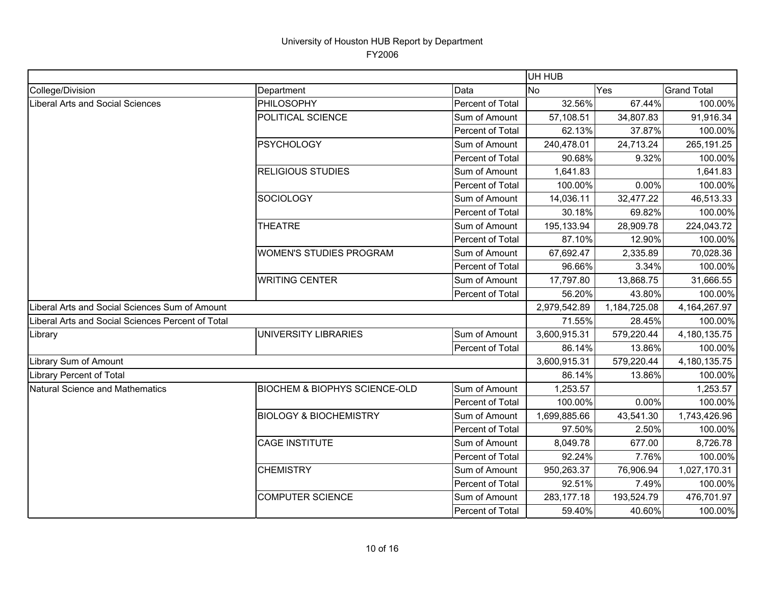University of Houston HUB Report by Department
FY2006

| | | | UH HUB | | |
|---|---|---|---|---|---|
| College/Division | Department | Data | No | Yes | Grand Total |
| Liberal Arts and Social Sciences | PHILOSOPHY | Percent of Total | 32.56% | 67.44% | 100.00% |
| | POLITICAL SCIENCE | Sum of Amount | 57,108.51 | 34,807.83 | 91,916.34 |
| | | Percent of Total | 62.13% | 37.87% | 100.00% |
| | PSYCHOLOGY | Sum of Amount | 240,478.01 | 24,713.24 | 265,191.25 |
| | | Percent of Total | 90.68% | 9.32% | 100.00% |
| | RELIGIOUS STUDIES | Sum of Amount | 1,641.83 | | 1,641.83 |
| | | Percent of Total | 100.00% | 0.00% | 100.00% |
| | SOCIOLOGY | Sum of Amount | 14,036.11 | 32,477.22 | 46,513.33 |
| | | Percent of Total | 30.18% | 69.82% | 100.00% |
| | THEATRE | Sum of Amount | 195,133.94 | 28,909.78 | 224,043.72 |
| | | Percent of Total | 87.10% | 12.90% | 100.00% |
| | WOMEN'S STUDIES PROGRAM | Sum of Amount | 67,692.47 | 2,335.89 | 70,028.36 |
| | | Percent of Total | 96.66% | 3.34% | 100.00% |
| | WRITING CENTER | Sum of Amount | 17,797.80 | 13,868.75 | 31,666.55 |
| | | Percent of Total | 56.20% | 43.80% | 100.00% |
| Liberal Arts and Social Sciences Sum of Amount | | | 2,979,542.89 | 1,184,725.08 | 4,164,267.97 |
| Liberal Arts and Social Sciences Percent of Total | | | 71.55% | 28.45% | 100.00% |
| Library | UNIVERSITY LIBRARIES | Sum of Amount | 3,600,915.31 | 579,220.44 | 4,180,135.75 |
| | | Percent of Total | 86.14% | 13.86% | 100.00% |
| Library Sum of Amount | | | 3,600,915.31 | 579,220.44 | 4,180,135.75 |
| Library Percent of Total | | | 86.14% | 13.86% | 100.00% |
| Natural Science and Mathematics | BIOCHEM & BIOPHYS SCIENCE-OLD | Sum of Amount | 1,253.57 | | 1,253.57 |
| | | Percent of Total | 100.00% | 0.00% | 100.00% |
| | BIOLOGY & BIOCHEMISTRY | Sum of Amount | 1,699,885.66 | 43,541.30 | 1,743,426.96 |
| | | Percent of Total | 97.50% | 2.50% | 100.00% |
| | CAGE INSTITUTE | Sum of Amount | 8,049.78 | 677.00 | 8,726.78 |
| | | Percent of Total | 92.24% | 7.76% | 100.00% |
| | CHEMISTRY | Sum of Amount | 950,263.37 | 76,906.94 | 1,027,170.31 |
| | | Percent of Total | 92.51% | 7.49% | 100.00% |
| | COMPUTER SCIENCE | Sum of Amount | 283,177.18 | 193,524.79 | 476,701.97 |
| | | Percent of Total | 59.40% | 40.60% | 100.00% |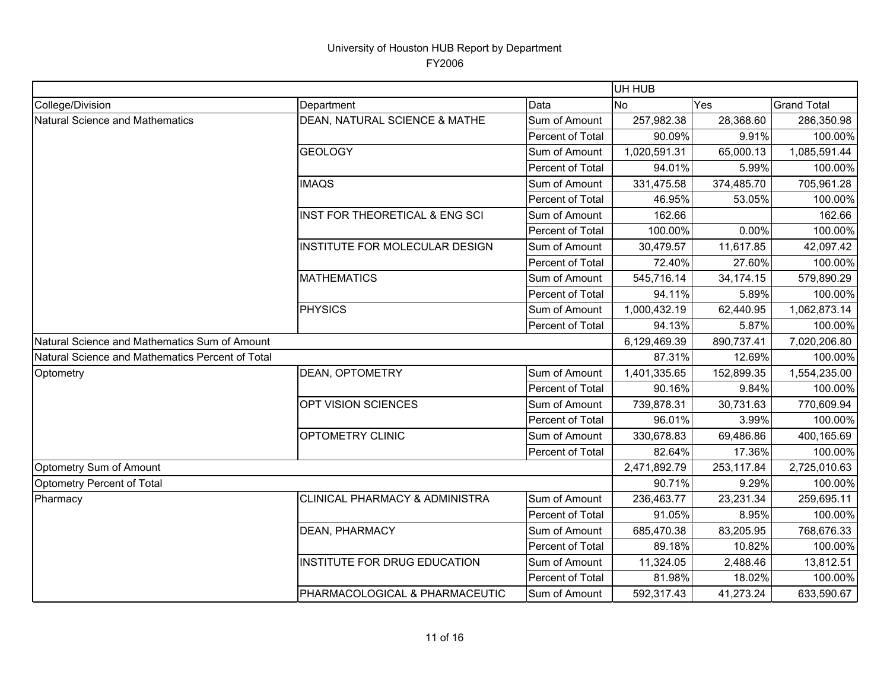# University of Houston HUB Report by Department

FY2006

| | | | UH HUB | | |
|---|---|---|---|---|---|
| College/Division | Department | Data | No | Yes | Grand Total |
| Natural Science and Mathematics | DEAN, NATURAL SCIENCE & MATHE | Sum of Amount | 257,982.38 | 28,368.60 | 286,350.98 |
| | | Percent of Total | 90.09% | 9.91% | 100.00% |
| | GEOLOGY | Sum of Amount | 1,020,591.31 | 65,000.13 | 1,085,591.44 |
| | | Percent of Total | 94.01% | 5.99% | 100.00% |
| | IMAQS | Sum of Amount | 331,475.58 | 374,485.70 | 705,961.28 |
| | | Percent of Total | 46.95% | 53.05% | 100.00% |
| | INST FOR THEORETICAL & ENG SCI | Sum of Amount | 162.66 | | 162.66 |
| | | Percent of Total | 100.00% | 0.00% | 100.00% |
| | INSTITUTE FOR MOLECULAR DESIGN | Sum of Amount | 30,479.57 | 11,617.85 | 42,097.42 |
| | | Percent of Total | 72.40% | 27.60% | 100.00% |
| | MATHEMATICS | Sum of Amount | 545,716.14 | 34,174.15 | 579,890.29 |
| | | Percent of Total | 94.11% | 5.89% | 100.00% |
| | PHYSICS | Sum of Amount | 1,000,432.19 | 62,440.95 | 1,062,873.14 |
| | | Percent of Total | 94.13% | 5.87% | 100.00% |
| Natural Science and Mathematics Sum of Amount | | | 6,129,469.39 | 890,737.41 | 7,020,206.80 |
| Natural Science and Mathematics Percent of Total | | | 87.31% | 12.69% | 100.00% |
| Optometry | DEAN, OPTOMETRY | Sum of Amount | 1,401,335.65 | 152,899.35 | 1,554,235.00 |
| | | Percent of Total | 90.16% | 9.84% | 100.00% |
| | OPT VISION SCIENCES | Sum of Amount | 739,878.31 | 30,731.63 | 770,609.94 |
| | | Percent of Total | 96.01% | 3.99% | 100.00% |
| | OPTOMETRY CLINIC | Sum of Amount | 330,678.83 | 69,486.86 | 400,165.69 |
| | | Percent of Total | 82.64% | 17.36% | 100.00% |
| Optometry Sum of Amount | | | 2,471,892.79 | 253,117.84 | 2,725,010.63 |
| Optometry Percent of Total | | | 90.71% | 9.29% | 100.00% |
| Pharmacy | CLINICAL PHARMACY & ADMINISTRA | Sum of Amount | 236,463.77 | 23,231.34 | 259,695.11 |
| | | Percent of Total | 91.05% | 8.95% | 100.00% |
| | DEAN, PHARMACY | Sum of Amount | 685,470.38 | 83,205.95 | 768,676.33 |
| | | Percent of Total | 89.18% | 10.82% | 100.00% |
| | INSTITUTE FOR DRUG EDUCATION | Sum of Amount | 11,324.05 | 2,488.46 | 13,812.51 |
| | | Percent of Total | 81.98% | 18.02% | 100.00% |
| | PHARMACOLOGICAL & PHARMACEUTIC | Sum of Amount | 592,317.43 | 41,273.24 | 633,590.67 |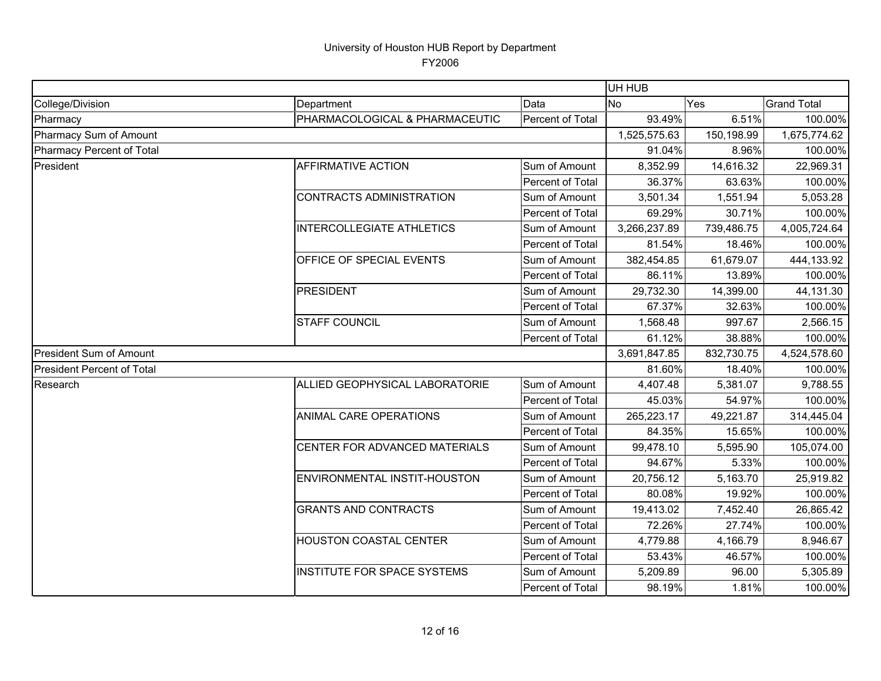University of Houston HUB Report by Department
FY2006

| | | | UH HUB | | |
|---|---|---|---|---|---|
| College/Division | Department | Data | No | Yes | Grand Total |
| Pharmacy | PHARMACOLOGICAL & PHARMACEUTIC | Percent of Total | 93.49% | 6.51% | 100.00% |
| Pharmacy Sum of Amount | | | 1,525,575.63 | 150,198.99 | 1,675,774.62 |
| Pharmacy Percent of Total | | | 91.04% | 8.96% | 100.00% |
| President | AFFIRMATIVE ACTION | Sum of Amount | 8,352.99 | 14,616.32 | 22,969.31 |
| | | Percent of Total | 36.37% | 63.63% | 100.00% |
| | CONTRACTS ADMINISTRATION | Sum of Amount | 3,501.34 | 1,551.94 | 5,053.28 |
| | | Percent of Total | 69.29% | 30.71% | 100.00% |
| | INTERCOLLEGIATE ATHLETICS | Sum of Amount | 3,266,237.89 | 739,486.75 | 4,005,724.64 |
| | | Percent of Total | 81.54% | 18.46% | 100.00% |
| | OFFICE OF SPECIAL EVENTS | Sum of Amount | 382,454.85 | 61,679.07 | 444,133.92 |
| | | Percent of Total | 86.11% | 13.89% | 100.00% |
| | PRESIDENT | Sum of Amount | 29,732.30 | 14,399.00 | 44,131.30 |
| | | Percent of Total | 67.37% | 32.63% | 100.00% |
| | STAFF COUNCIL | Sum of Amount | 1,568.48 | 997.67 | 2,566.15 |
| | | Percent of Total | 61.12% | 38.88% | 100.00% |
| President Sum of Amount | | | 3,691,847.85 | 832,730.75 | 4,524,578.60 |
| President Percent of Total | | | 81.60% | 18.40% | 100.00% |
| Research | ALLIED GEOPHYSICAL LABORATORIE | Sum of Amount | 4,407.48 | 5,381.07 | 9,788.55 |
| | | Percent of Total | 45.03% | 54.97% | 100.00% |
| | ANIMAL CARE OPERATIONS | Sum of Amount | 265,223.17 | 49,221.87 | 314,445.04 |
| | | Percent of Total | 84.35% | 15.65% | 100.00% |
| | CENTER FOR ADVANCED MATERIALS | Sum of Amount | 99,478.10 | 5,595.90 | 105,074.00 |
| | | Percent of Total | 94.67% | 5.33% | 100.00% |
| | ENVIRONMENTAL INSTIT-HOUSTON | Sum of Amount | 20,756.12 | 5,163.70 | 25,919.82 |
| | | Percent of Total | 80.08% | 19.92% | 100.00% |
| | GRANTS AND CONTRACTS | Sum of Amount | 19,413.02 | 7,452.40 | 26,865.42 |
| | | Percent of Total | 72.26% | 27.74% | 100.00% |
| | HOUSTON COASTAL CENTER | Sum of Amount | 4,779.88 | 4,166.79 | 8,946.67 |
| | | Percent of Total | 53.43% | 46.57% | 100.00% |
| | INSTITUTE FOR SPACE SYSTEMS | Sum of Amount | 5,209.89 | 96.00 | 5,305.89 |
| | | Percent of Total | 98.19% | 1.81% | 100.00% |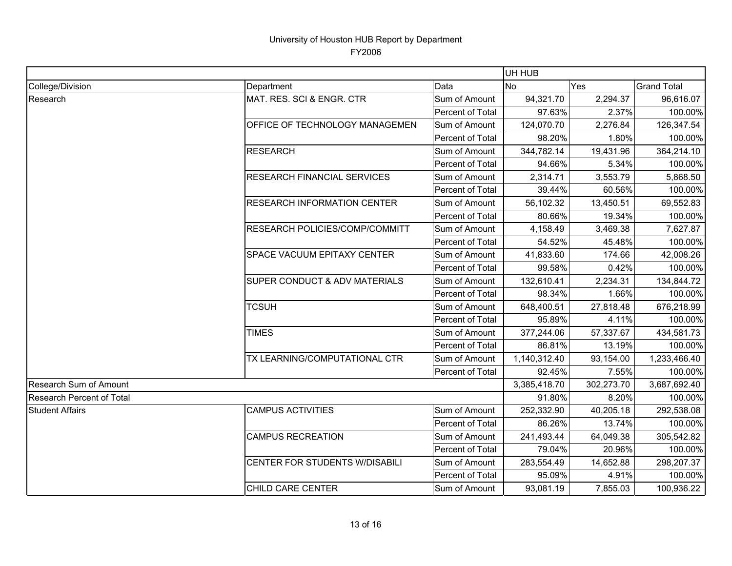University of Houston HUB Report by Department
FY2006

| | | | UH HUB | | |
|---|---|---|---|---|---|
| College/Division | Department | Data | No | Yes | Grand Total |
| Research | MAT. RES. SCI & ENGR. CTR | Sum of Amount | 94,321.70 | 2,294.37 | 96,616.07 |
| | | Percent of Total | 97.63% | 2.37% | 100.00% |
| | OFFICE OF TECHNOLOGY MANAGEMEN | Sum of Amount | 124,070.70 | 2,276.84 | 126,347.54 |
| | | Percent of Total | 98.20% | 1.80% | 100.00% |
| | RESEARCH | Sum of Amount | 344,782.14 | 19,431.96 | 364,214.10 |
| | | Percent of Total | 94.66% | 5.34% | 100.00% |
| | RESEARCH FINANCIAL SERVICES | Sum of Amount | 2,314.71 | 3,553.79 | 5,868.50 |
| | | Percent of Total | 39.44% | 60.56% | 100.00% |
| | RESEARCH INFORMATION CENTER | Sum of Amount | 56,102.32 | 13,450.51 | 69,552.83 |
| | | Percent of Total | 80.66% | 19.34% | 100.00% |
| | RESEARCH POLICIES/COMP/COMMITT | Sum of Amount | 4,158.49 | 3,469.38 | 7,627.87 |
| | | Percent of Total | 54.52% | 45.48% | 100.00% |
| | SPACE VACUUM EPITAXY CENTER | Sum of Amount | 41,833.60 | 174.66 | 42,008.26 |
| | | Percent of Total | 99.58% | 0.42% | 100.00% |
| | SUPER CONDUCT & ADV MATERIALS | Sum of Amount | 132,610.41 | 2,234.31 | 134,844.72 |
| | | Percent of Total | 98.34% | 1.66% | 100.00% |
| | TCSUH | Sum of Amount | 648,400.51 | 27,818.48 | 676,218.99 |
| | | Percent of Total | 95.89% | 4.11% | 100.00% |
| | TIMES | Sum of Amount | 377,244.06 | 57,337.67 | 434,581.73 |
| | | Percent of Total | 86.81% | 13.19% | 100.00% |
| | TX LEARNING/COMPUTATIONAL CTR | Sum of Amount | 1,140,312.40 | 93,154.00 | 1,233,466.40 |
| | | Percent of Total | 92.45% | 7.55% | 100.00% |
| Research Sum of Amount | | | 3,385,418.70 | 302,273.70 | 3,687,692.40 |
| Research Percent of Total | | | 91.80% | 8.20% | 100.00% |
| Student Affairs | CAMPUS ACTIVITIES | Sum of Amount | 252,332.90 | 40,205.18 | 292,538.08 |
| | | Percent of Total | 86.26% | 13.74% | 100.00% |
| | CAMPUS RECREATION | Sum of Amount | 241,493.44 | 64,049.38 | 305,542.82 |
| | | Percent of Total | 79.04% | 20.96% | 100.00% |
| | CENTER FOR STUDENTS W/DISABILI | Sum of Amount | 283,554.49 | 14,652.88 | 298,207.37 |
| | | Percent of Total | 95.09% | 4.91% | 100.00% |
| | CHILD CARE CENTER | Sum of Amount | 93,081.19 | 7,855.03 | 100,936.22 |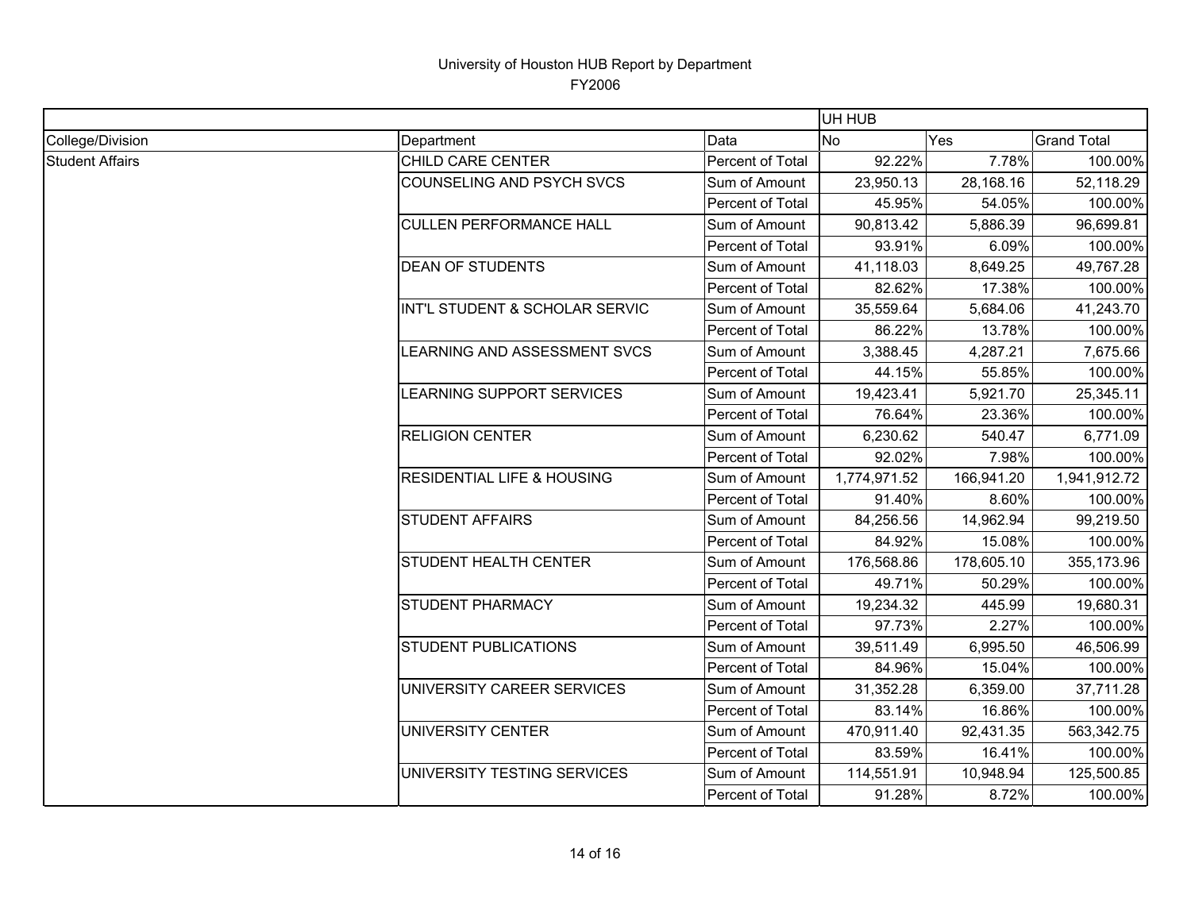# University of Houston HUB Report by Department

FY2006

| | | | UH HUB | | |
|---|---|---|---|---|---|
| College/Division | Department | Data | No | Yes | Grand Total |
| Student Affairs | CHILD CARE CENTER | Percent of Total | 92.22% | 7.78% | 100.00% |
| | COUNSELING AND PSYCH SVCS | Sum of Amount | 23,950.13 | 28,168.16 | 52,118.29 |
| | | Percent of Total | 45.95% | 54.05% | 100.00% |
| | CULLEN PERFORMANCE HALL | Sum of Amount | 90,813.42 | 5,886.39 | 96,699.81 |
| | | Percent of Total | 93.91% | 6.09% | 100.00% |
| | DEAN OF STUDENTS | Sum of Amount | 41,118.03 | 8,649.25 | 49,767.28 |
| | | Percent of Total | 82.62% | 17.38% | 100.00% |
| | INT'L STUDENT & SCHOLAR SERVIC | Sum of Amount | 35,559.64 | 5,684.06 | 41,243.70 |
| | | Percent of Total | 86.22% | 13.78% | 100.00% |
| | LEARNING AND ASSESSMENT SVCS | Sum of Amount | 3,388.45 | 4,287.21 | 7,675.66 |
| | | Percent of Total | 44.15% | 55.85% | 100.00% |
| | LEARNING SUPPORT SERVICES | Sum of Amount | 19,423.41 | 5,921.70 | 25,345.11 |
| | | Percent of Total | 76.64% | 23.36% | 100.00% |
| | RELIGION CENTER | Sum of Amount | 6,230.62 | 540.47 | 6,771.09 |
| | | Percent of Total | 92.02% | 7.98% | 100.00% |
| | RESIDENTIAL LIFE & HOUSING | Sum of Amount | 1,774,971.52 | 166,941.20 | 1,941,912.72 |
| | | Percent of Total | 91.40% | 8.60% | 100.00% |
| | STUDENT AFFAIRS | Sum of Amount | 84,256.56 | 14,962.94 | 99,219.50 |
| | | Percent of Total | 84.92% | 15.08% | 100.00% |
| | STUDENT HEALTH CENTER | Sum of Amount | 176,568.86 | 178,605.10 | 355,173.96 |
| | | Percent of Total | 49.71% | 50.29% | 100.00% |
| | STUDENT PHARMACY | Sum of Amount | 19,234.32 | 445.99 | 19,680.31 |
| | | Percent of Total | 97.73% | 2.27% | 100.00% |
| | STUDENT PUBLICATIONS | Sum of Amount | 39,511.49 | 6,995.50 | 46,506.99 |
| | | Percent of Total | 84.96% | 15.04% | 100.00% |
| | UNIVERSITY CAREER SERVICES | Sum of Amount | 31,352.28 | 6,359.00 | 37,711.28 |
| | | Percent of Total | 83.14% | 16.86% | 100.00% |
| | UNIVERSITY CENTER | Sum of Amount | 470,911.40 | 92,431.35 | 563,342.75 |
| | | Percent of Total | 83.59% | 16.41% | 100.00% |
| | UNIVERSITY TESTING SERVICES | Sum of Amount | 114,551.91 | 10,948.94 | 125,500.85 |
| | | Percent of Total | 91.28% | 8.72% | 100.00% |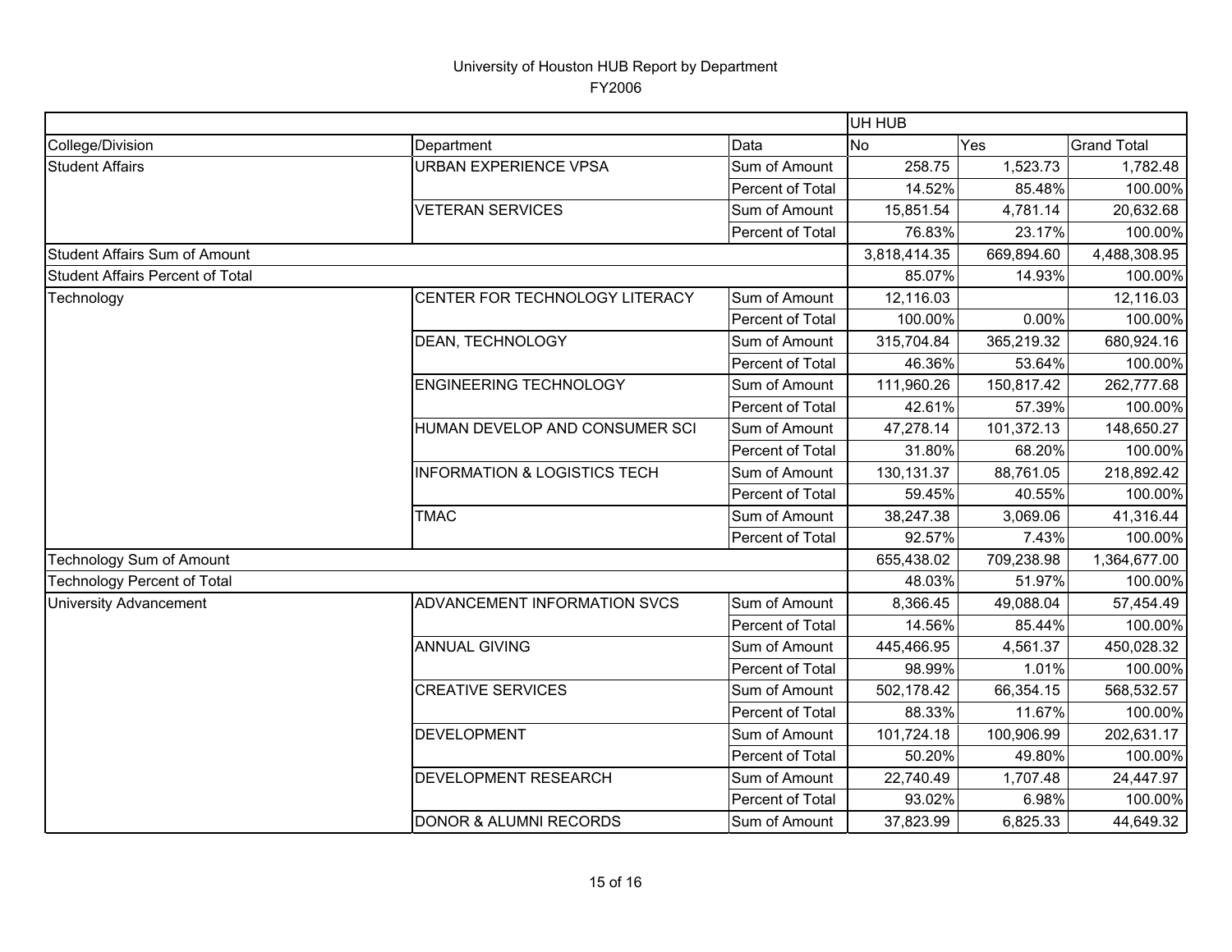# University of Houston HUB Report by Department

FY2006

| | | | UH HUB | | |
|---|---|---|---|---|---|
| College/Division | Department | Data | No | Yes | Grand Total |
| Student Affairs | URBAN EXPERIENCE VPSA | Sum of Amount | 258.75 | 1,523.73 | 1,782.48 |
| | | Percent of Total | 14.52% | 85.48% | 100.00% |
| | VETERAN SERVICES | Sum of Amount | 15,851.54 | 4,781.14 | 20,632.68 |
| | | Percent of Total | 76.83% | 23.17% | 100.00% |
| Student Affairs Sum of Amount | | | 3,818,414.35 | 669,894.60 | 4,488,308.95 |
| Student Affairs Percent of Total | | | 85.07% | 14.93% | 100.00% |
| Technology | CENTER FOR TECHNOLOGY LITERACY | Sum of Amount | 12,116.03 | | 12,116.03 |
| | | Percent of Total | 100.00% | 0.00% | 100.00% |
| | DEAN, TECHNOLOGY | Sum of Amount | 315,704.84 | 365,219.32 | 680,924.16 |
| | | Percent of Total | 46.36% | 53.64% | 100.00% |
| | ENGINEERING TECHNOLOGY | Sum of Amount | 111,960.26 | 150,817.42 | 262,777.68 |
| | | Percent of Total | 42.61% | 57.39% | 100.00% |
| | HUMAN DEVELOP AND CONSUMER SCI | Sum of Amount | 47,278.14 | 101,372.13 | 148,650.27 |
| | | Percent of Total | 31.80% | 68.20% | 100.00% |
| | INFORMATION & LOGISTICS TECH | Sum of Amount | 130,131.37 | 88,761.05 | 218,892.42 |
| | | Percent of Total | 59.45% | 40.55% | 100.00% |
| | TMAC | Sum of Amount | 38,247.38 | 3,069.06 | 41,316.44 |
| | | Percent of Total | 92.57% | 7.43% | 100.00% |
| Technology Sum of Amount | | | 655,438.02 | 709,238.98 | 1,364,677.00 |
| Technology Percent of Total | | | 48.03% | 51.97% | 100.00% |
| University Advancement | ADVANCEMENT INFORMATION SVCS | Sum of Amount | 8,366.45 | 49,088.04 | 57,454.49 |
| | | Percent of Total | 14.56% | 85.44% | 100.00% |
| | ANNUAL GIVING | Sum of Amount | 445,466.95 | 4,561.37 | 450,028.32 |
| | | Percent of Total | 98.99% | 1.01% | 100.00% |
| | CREATIVE SERVICES | Sum of Amount | 502,178.42 | 66,354.15 | 568,532.57 |
| | | Percent of Total | 88.33% | 11.67% | 100.00% |
| | DEVELOPMENT | Sum of Amount | 101,724.18 | 100,906.99 | 202,631.17 |
| | | Percent of Total | 50.20% | 49.80% | 100.00% |
| | DEVELOPMENT RESEARCH | Sum of Amount | 22,740.49 | 1,707.48 | 24,447.97 |
| | | Percent of Total | 93.02% | 6.98% | 100.00% |
| | DONOR & ALUMNI RECORDS | Sum of Amount | 37,823.99 | 6,825.33 | 44,649.32 |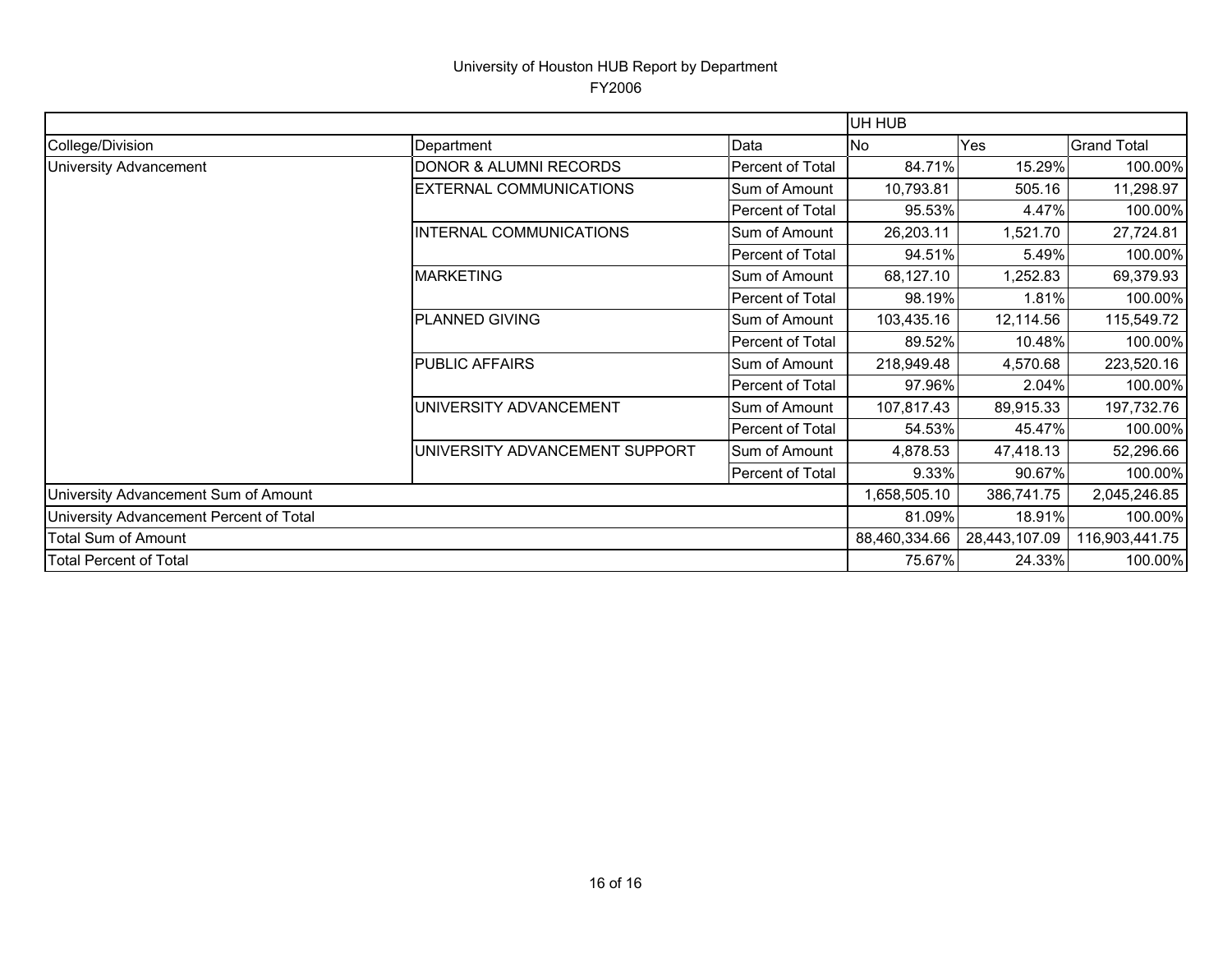# University of Houston HUB Report by Department

FY2006

| | | | UH HUB | | |
|---|---|---|---|---|---|
| College/Division | Department | Data | No | Yes | Grand Total |
| University Advancement | DONOR & ALUMNI RECORDS | Percent of Total | 84.71% | 15.29% | 100.00% |
| | EXTERNAL COMMUNICATIONS | Sum of Amount | 10,793.81 | 505.16 | 11,298.97 |
| | | Percent of Total | 95.53% | 4.47% | 100.00% |
| | INTERNAL COMMUNICATIONS | Sum of Amount | 26,203.11 | 1,521.70 | 27,724.81 |
| | | Percent of Total | 94.51% | 5.49% | 100.00% |
| | MARKETING | Sum of Amount | 68,127.10 | 1,252.83 | 69,379.93 |
| | | Percent of Total | 98.19% | 1.81% | 100.00% |
| | PLANNED GIVING | Sum of Amount | 103,435.16 | 12,114.56 | 115,549.72 |
| | | Percent of Total | 89.52% | 10.48% | 100.00% |
| | PUBLIC AFFAIRS | Sum of Amount | 218,949.48 | 4,570.68 | 223,520.16 |
| | | Percent of Total | 97.96% | 2.04% | 100.00% |
| | UNIVERSITY ADVANCEMENT | Sum of Amount | 107,817.43 | 89,915.33 | 197,732.76 |
| | | Percent of Total | 54.53% | 45.47% | 100.00% |
| | UNIVERSITY ADVANCEMENT SUPPORT | Sum of Amount | 4,878.53 | 47,418.13 | 52,296.66 |
| | | Percent of Total | 9.33% | 90.67% | 100.00% |
| University Advancement Sum of Amount | | | 1,658,505.10 | 386,741.75 | 2,045,246.85 |
| University Advancement Percent of Total | | | 81.09% | 18.91% | 100.00% |
| Total Sum of Amount | | | 88,460,334.66 | 28,443,107.09 | 116,903,441.75 |
| Total Percent of Total | | | 75.67% | 24.33% | 100.00% |